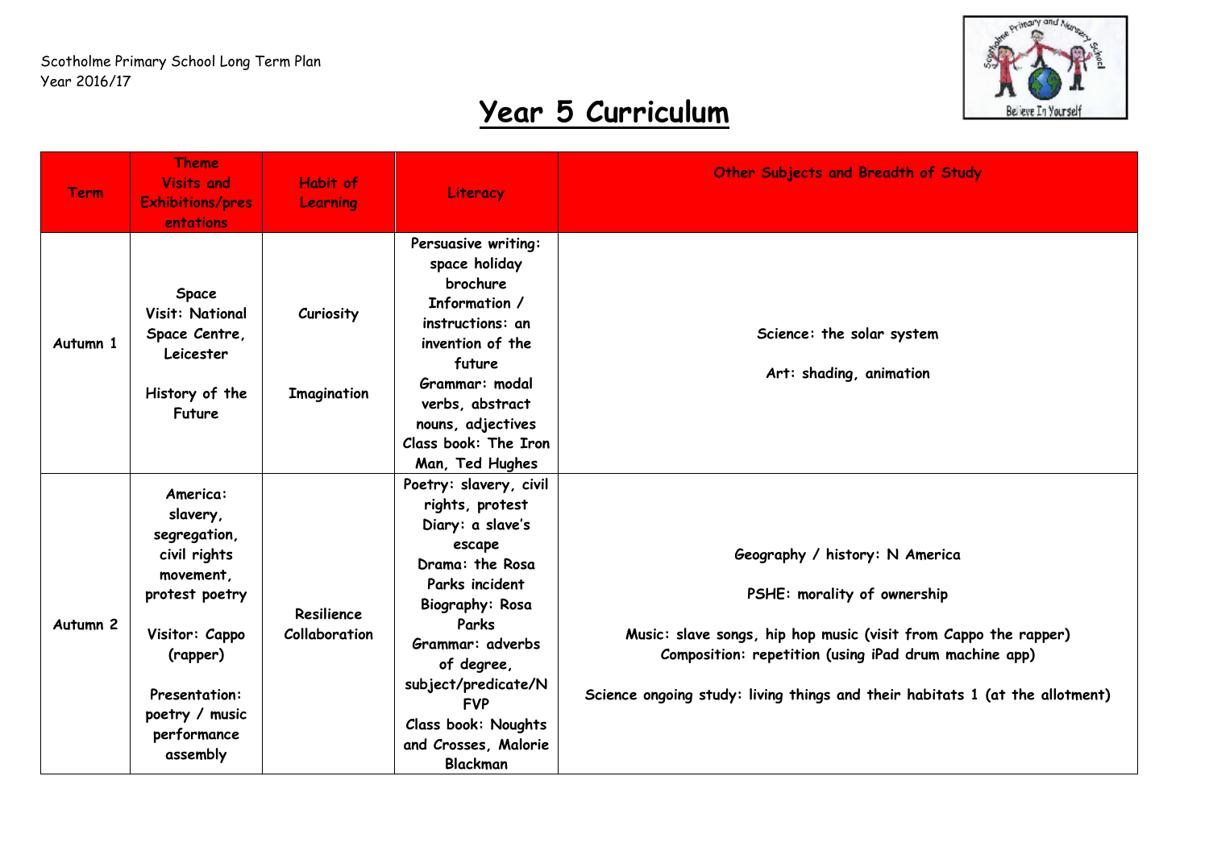Scotholme Primary School Long Term Plan
Year 2016/17

# Year 5 Curriculum

| Term | Theme<br>Visits and Exhibitions/presentations | Habit of Learning | Literacy | Other Subjects and Breadth of Study |
|---|---|---|---|---|
| Autumn 1 | **Space**<br>**Visit: National Space Centre, Leicester**<br><br>**History of the Future** | **Curiosity**<br><br>**Imagination** | **Persuasive writing: space holiday brochure**<br>**Information / instructions: an invention of the future**<br>**Grammar: modal verbs, abstract nouns, adjectives**<br>**Class book: The Iron Man, Ted Hughes** | **Science: the solar system**<br><br>**Art: shading, animation** |
| Autumn 2 | **America: slavery, segregation, civil rights movement, protest poetry**<br><br>**Visitor: Cappo (rapper)**<br><br>**Presentation: poetry / music performance assembly** | **Resilience**<br>**Collaboration** | **Poetry: slavery, civil rights, protest**<br>**Diary: a slave's escape**<br>**Drama: the Rosa Parks incident**<br>**Biography: Rosa Parks**<br>**Grammar: adverbs of degree, subject/predicate/NFVP**<br>**Class book: Noughts and Crosses, Malorie Blackman** | **Geography / history: N America**<br><br>**PSHE: morality of ownership**<br><br>**Music: slave songs, hip hop music (visit from Cappo the rapper)**<br>**Composition: repetition (using iPad drum machine app)**<br><br>**Science ongoing study: living things and their habitats 1 (at the allotment)** |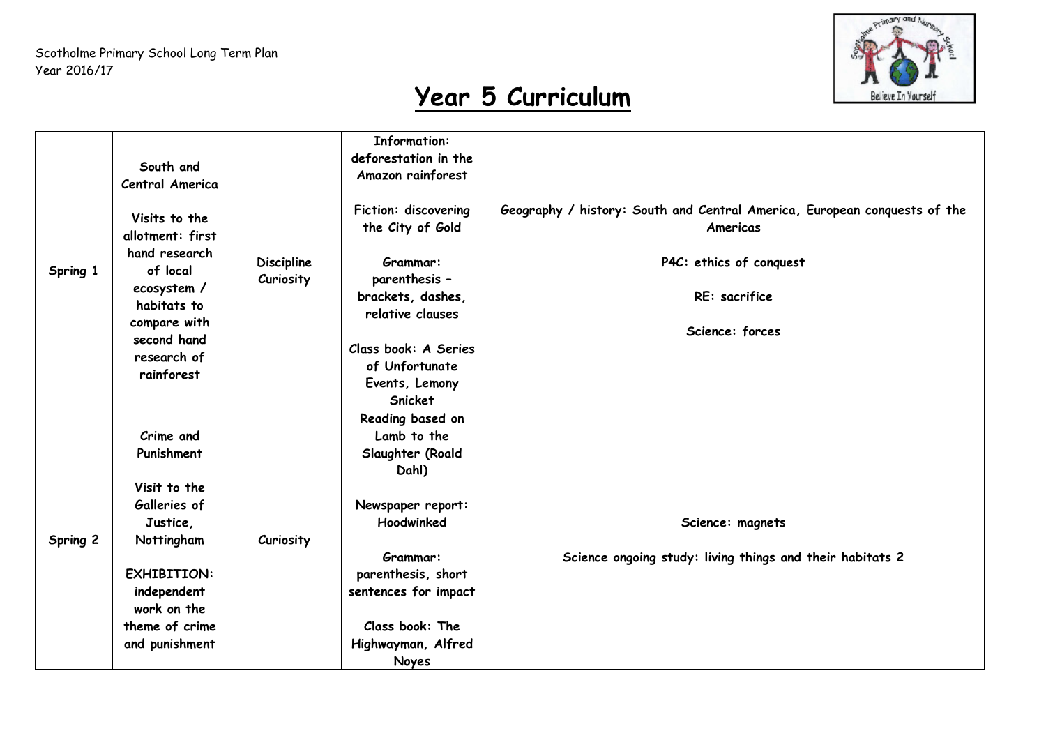Scotholme Primary School Long Term Plan
Year 2016/17

# Year 5 Curriculum

| | | | | |
|---|---|---|---|---|
| Spring 1 | South and Central America<br><br>Visits to the allotment: first hand research of local ecosystem / habitats to compare with second hand research of rainforest | Discipline Curiosity | **Information: deforestation in the Amazon rainforest**<br><br>**Fiction: discovering the City of Gold**<br><br>**Grammar: parenthesis – brackets, dashes, relative clauses**<br><br>**Class book: A Series of Unfortunate Events, Lemony Snicket** | **Geography / history: South and Central America, European conquests of the Americas**<br><br>**P4C: ethics of conquest**<br><br>**RE: sacrifice**<br><br>**Science: forces** |
| Spring 2 | Crime and Punishment<br><br>**Visit to the Galleries of Justice, Nottingham**<br><br>**EXHIBITION: independent work on the theme of crime and punishment** | Curiosity | **Reading based on Lamb to the Slaughter (Roald Dahl)**<br><br>**Newspaper report: Hoodwinked**<br><br>**Grammar: parenthesis, short sentences for impact**<br><br>**Class book: The Highwayman, Alfred Noyes** | **Science: magnets**<br><br>**Science ongoing study: living things and their habitats 2** |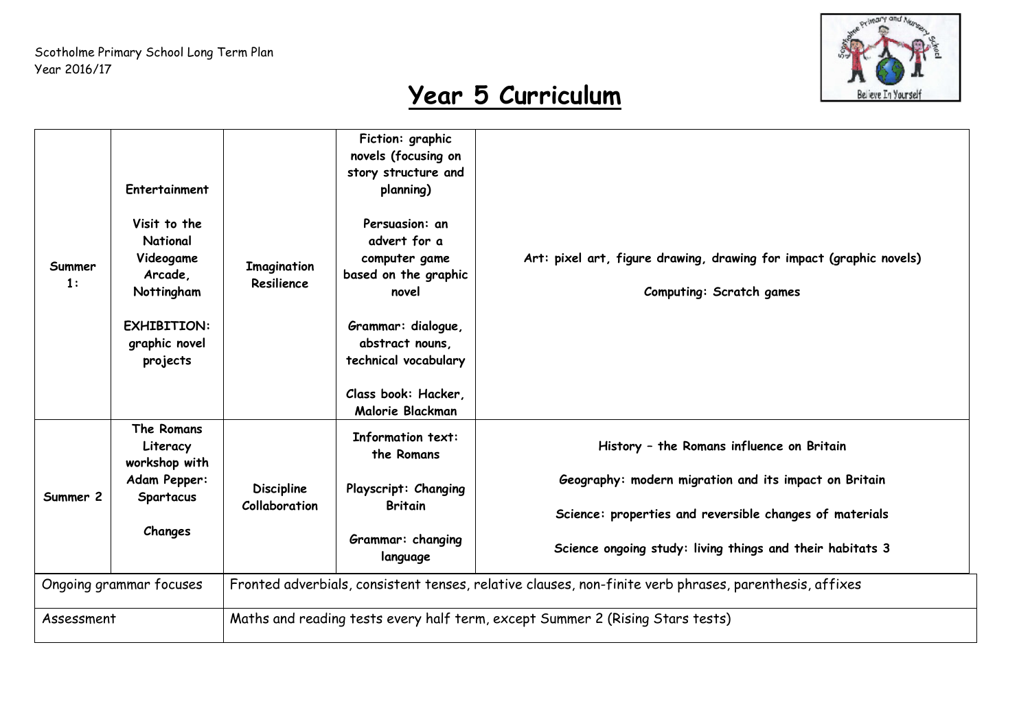Scotholme Primary School Long Term Plan
Year 2016/17

# Year 5 Curriculum

| | | | | |
|---|---|---|---|---|
| Summer 1: | Entertainment<br><br>Visit to the National Videogame Arcade, Nottingham<br><br>EXHIBITION: graphic novel projects | Imagination<br>Resilience | Fiction: graphic novels (focusing on story structure and planning)<br><br>Persuasion: an advert for a computer game based on the graphic novel<br><br>Grammar: dialogue, abstract nouns, technical vocabulary<br><br>Class book: Hacker, Malorie Blackman | Art: pixel art, figure drawing, drawing for impact (graphic novels)<br><br>Computing: Scratch games |
| Summer 2 | The Romans<br>Literacy workshop with Adam Pepper: Spartacus<br><br>Changes | Discipline<br>Collaboration | Information text: the Romans<br><br>Playscript: Changing Britain<br><br>Grammar: changing language | History – the Romans influence on Britain<br><br>Geography: modern migration and its impact on Britain<br><br>Science: properties and reversible changes of materials<br><br>Science ongoing study: living things and their habitats 3 |
| Ongoing grammar focuses | | Fronted adverbials, consistent tenses, relative clauses, non-finite verb phrases, parenthesis, affixes | | |
| Assessment | | Maths and reading tests every half term, except Summer 2 (Rising Stars tests) | | |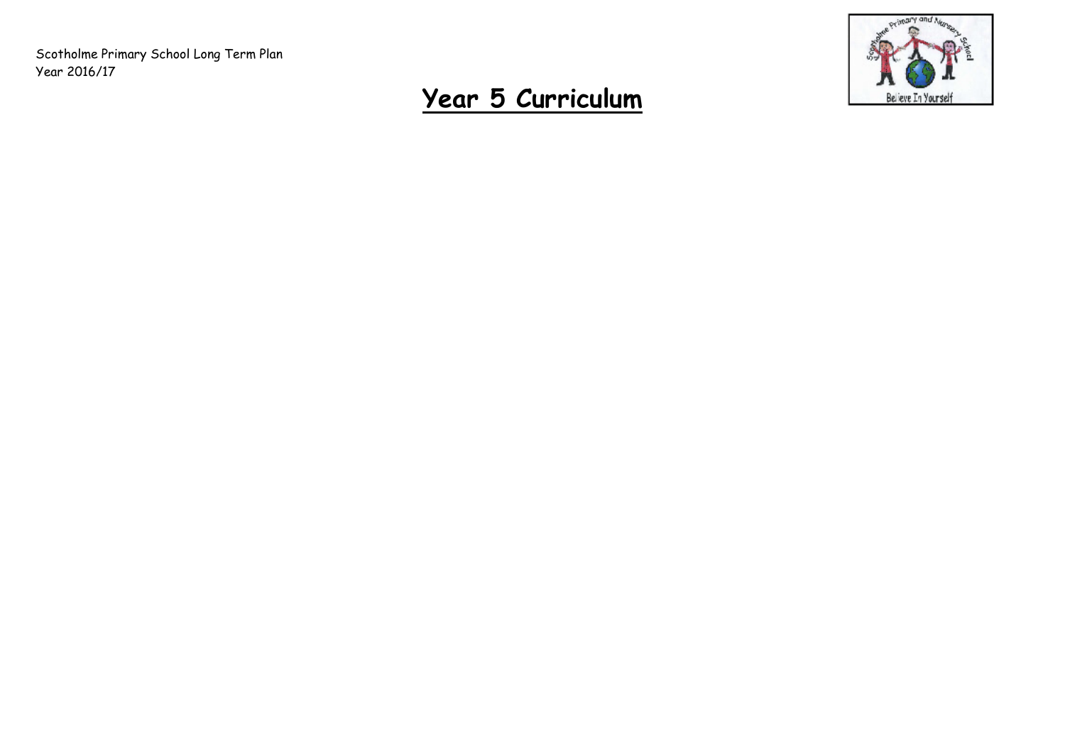Scotholme Primary School Long Term Plan
Year 2016/17

# Year 5 Curriculum